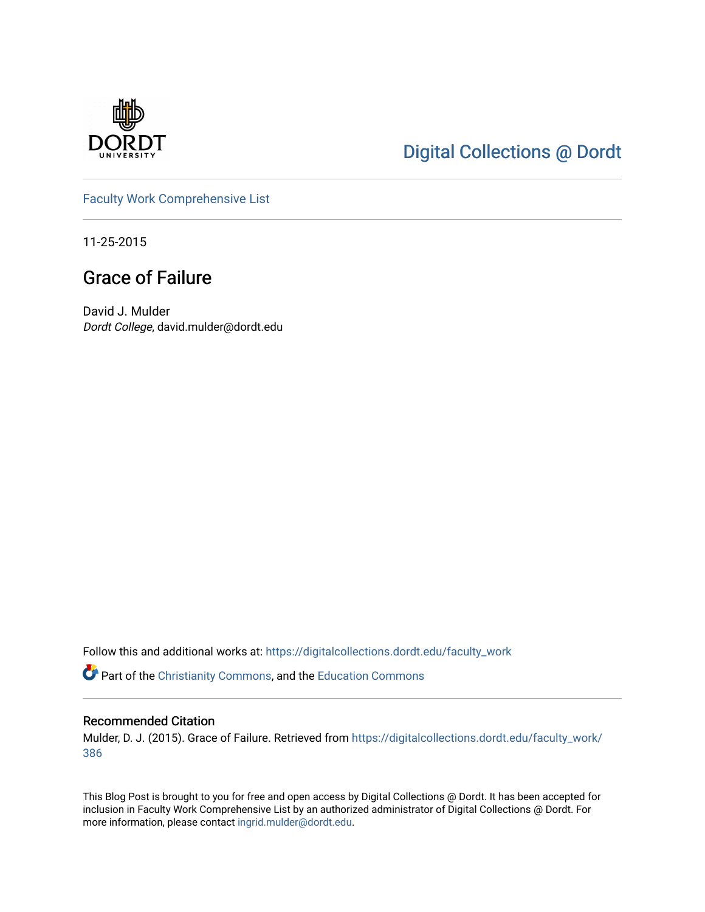Digital Collections @ Dordt

Faculty Work Comprehensive List

11-25-2015

# Grace of Failure

David J. Mulder

*Dordt College*, david.mulder@dordt.edu

Follow this and additional works at: https://digitalcollections.dordt.edu/faculty_work

Part of the Christianity Commons, and the Education Commons

## Recommended Citation

Mulder, D. J. (2015). Grace of Failure. Retrieved from https://digitalcollections.dordt.edu/faculty_work/386

This Blog Post is brought to you for free and open access by Digital Collections @ Dordt. It has been accepted for inclusion in Faculty Work Comprehensive List by an authorized administrator of Digital Collections @ Dordt. For more information, please contact ingrid.mulder@dordt.edu.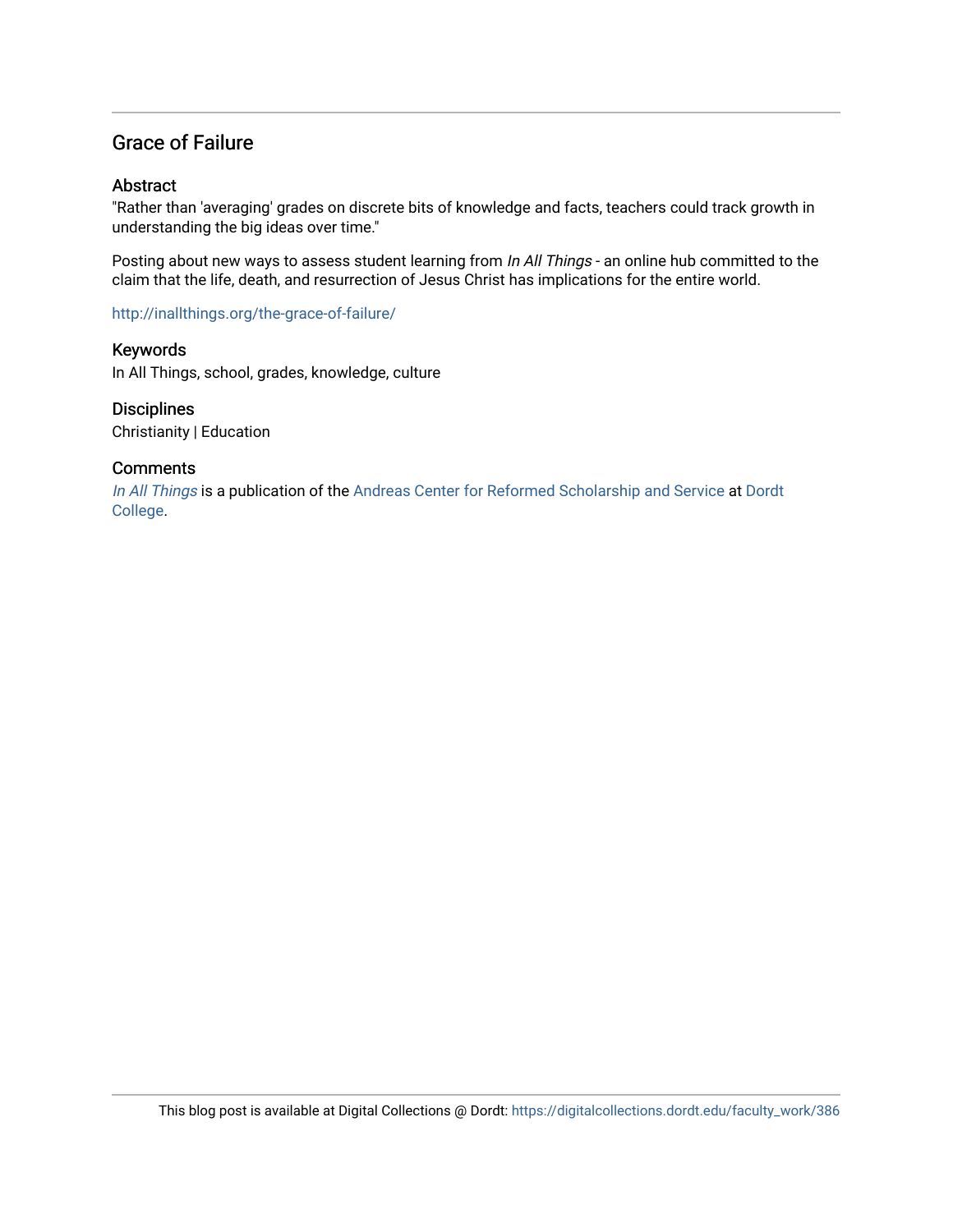## Grace of Failure

### Abstract

"Rather than 'averaging' grades on discrete bits of knowledge and facts, teachers could track growth in understanding the big ideas over time."

Posting about new ways to assess student learning from *In All Things* - an online hub committed to the claim that the life, death, and resurrection of Jesus Christ has implications for the entire world.

http://inallthings.org/the-grace-of-failure/

### Keywords

In All Things, school, grades, knowledge, culture

### Disciplines

Christianity | Education

### Comments

*In All Things* is a publication of the Andreas Center for Reformed Scholarship and Service at Dordt College.

This blog post is available at Digital Collections @ Dordt: https://digitalcollections.dordt.edu/faculty_work/386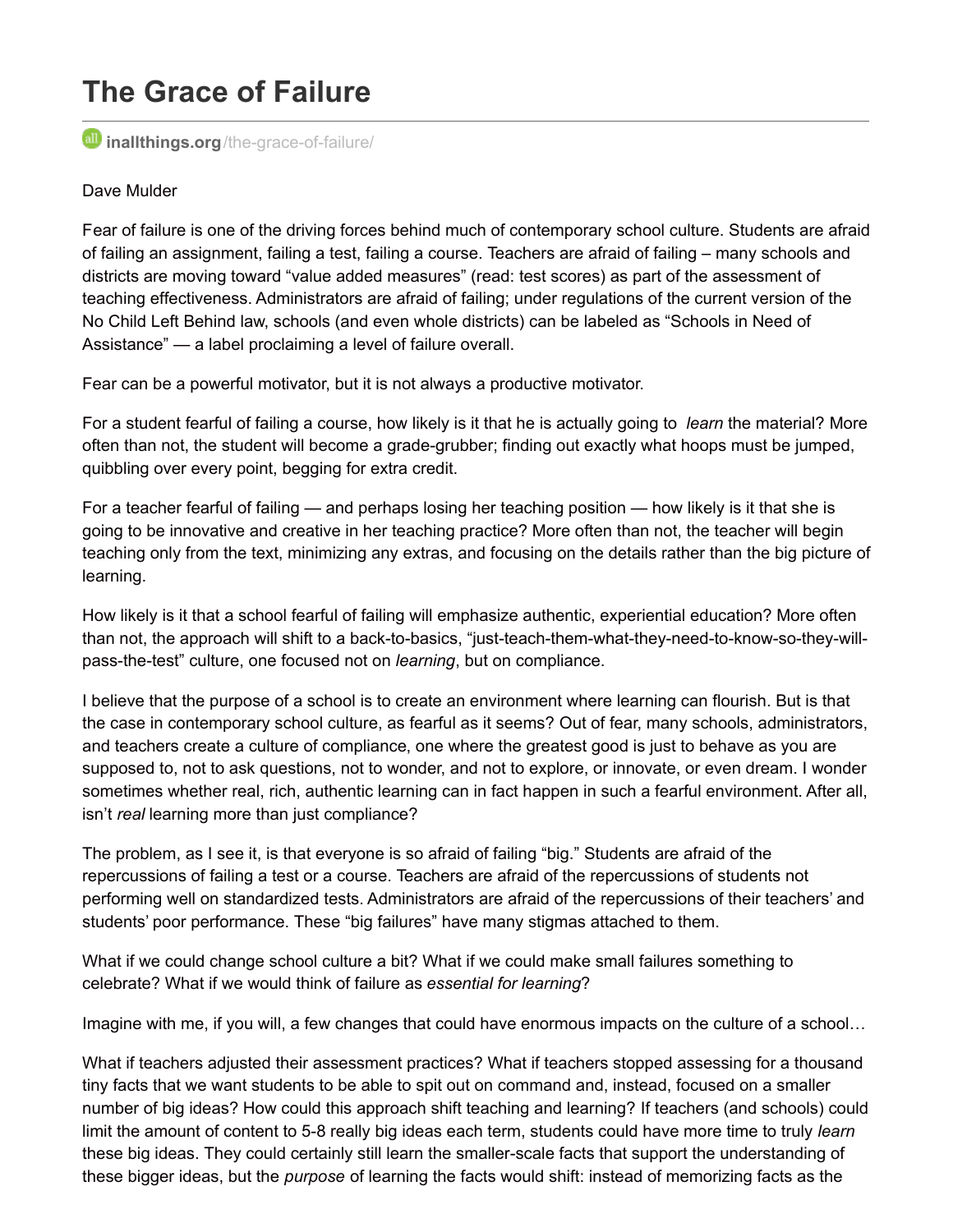# The Grace of Failure

inallthings.org/the-grace-of-failure/

Dave Mulder

Fear of failure is one of the driving forces behind much of contemporary school culture. Students are afraid of failing an assignment, failing a test, failing a course. Teachers are afraid of failing – many schools and districts are moving toward "value added measures" (read: test scores) as part of the assessment of teaching effectiveness. Administrators are afraid of failing; under regulations of the current version of the No Child Left Behind law, schools (and even whole districts) can be labeled as "Schools in Need of Assistance" — a label proclaiming a level of failure overall.

Fear can be a powerful motivator, but it is not always a productive motivator.

For a student fearful of failing a course, how likely is it that he is actually going to *learn* the material? More often than not, the student will become a grade-grubber; finding out exactly what hoops must be jumped, quibbling over every point, begging for extra credit.

For a teacher fearful of failing — and perhaps losing her teaching position — how likely is it that she is going to be innovative and creative in her teaching practice? More often than not, the teacher will begin teaching only from the text, minimizing any extras, and focusing on the details rather than the big picture of learning.

How likely is it that a school fearful of failing will emphasize authentic, experiential education? More often than not, the approach will shift to a back-to-basics, "just-teach-them-what-they-need-to-know-so-they-will-pass-the-test" culture, one focused not on *learning*, but on compliance.

I believe that the purpose of a school is to create an environment where learning can flourish. But is that the case in contemporary school culture, as fearful as it seems? Out of fear, many schools, administrators, and teachers create a culture of compliance, one where the greatest good is just to behave as you are supposed to, not to ask questions, not to wonder, and not to explore, or innovate, or even dream. I wonder sometimes whether real, rich, authentic learning can in fact happen in such a fearful environment. After all, isn't *real* learning more than just compliance?

The problem, as I see it, is that everyone is so afraid of failing "big." Students are afraid of the repercussions of failing a test or a course. Teachers are afraid of the repercussions of students not performing well on standardized tests. Administrators are afraid of the repercussions of their teachers' and students' poor performance. These "big failures" have many stigmas attached to them.

What if we could change school culture a bit? What if we could make small failures something to celebrate? What if we would think of failure as *essential for learning*?

Imagine with me, if you will, a few changes that could have enormous impacts on the culture of a school…

What if teachers adjusted their assessment practices? What if teachers stopped assessing for a thousand tiny facts that we want students to be able to spit out on command and, instead, focused on a smaller number of big ideas? How could this approach shift teaching and learning? If teachers (and schools) could limit the amount of content to 5-8 really big ideas each term, students could have more time to truly *learn* these big ideas. They could certainly still learn the smaller-scale facts that support the understanding of these bigger ideas, but the *purpose* of learning the facts would shift: instead of memorizing facts as the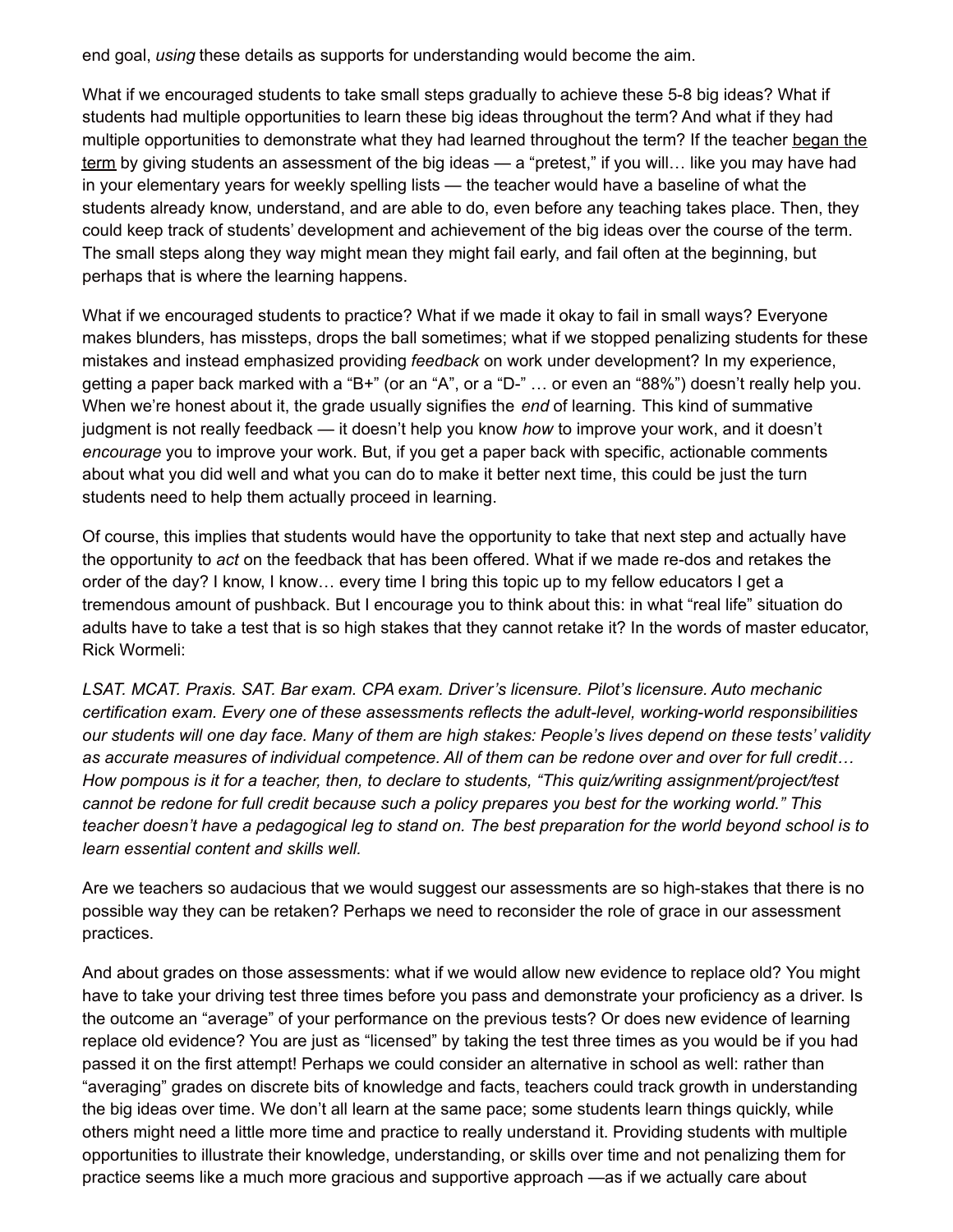end goal, *using* these details as supports for understanding would become the aim.

What if we encouraged students to take small steps gradually to achieve these 5-8 big ideas? What if students had multiple opportunities to learn these big ideas throughout the term? And what if they had multiple opportunities to demonstrate what they had learned throughout the term? If the teacher began the term by giving students an assessment of the big ideas — a "pretest," if you will… like you may have had in your elementary years for weekly spelling lists — the teacher would have a baseline of what the students already know, understand, and are able to do, even before any teaching takes place. Then, they could keep track of students' development and achievement of the big ideas over the course of the term. The small steps along they way might mean they might fail early, and fail often at the beginning, but perhaps that is where the learning happens.

What if we encouraged students to practice? What if we made it okay to fail in small ways? Everyone makes blunders, has missteps, drops the ball sometimes; what if we stopped penalizing students for these mistakes and instead emphasized providing *feedback* on work under development? In my experience, getting a paper back marked with a "B+" (or an "A", or a "D-" … or even an "88%") doesn't really help you. When we're honest about it, the grade usually signifies the *end* of learning. This kind of summative judgment is not really feedback — it doesn't help you know *how* to improve your work, and it doesn't *encourage* you to improve your work. But, if you get a paper back with specific, actionable comments about what you did well and what you can do to make it better next time, this could be just the turn students need to help them actually proceed in learning.

Of course, this implies that students would have the opportunity to take that next step and actually have the opportunity to *act* on the feedback that has been offered. What if we made re-dos and retakes the order of the day? I know, I know… every time I bring this topic up to my fellow educators I get a tremendous amount of pushback. But I encourage you to think about this: in what "real life" situation do adults have to take a test that is so high stakes that they cannot retake it? In the words of master educator, Rick Wormeli:

*LSAT. MCAT. Praxis. SAT. Bar exam. CPA exam. Driver's licensure. Pilot's licensure. Auto mechanic certification exam. Every one of these assessments reflects the adult-level, working-world responsibilities our students will one day face. Many of them are high stakes: People's lives depend on these tests' validity as accurate measures of individual competence. All of them can be redone over and over for full credit… How pompous is it for a teacher, then, to declare to students, "This quiz/writing assignment/project/test cannot be redone for full credit because such a policy prepares you best for the working world." This teacher doesn't have a pedagogical leg to stand on. The best preparation for the world beyond school is to learn essential content and skills well.*

Are we teachers so audacious that we would suggest our assessments are so high-stakes that there is no possible way they can be retaken? Perhaps we need to reconsider the role of grace in our assessment practices.

And about grades on those assessments: what if we would allow new evidence to replace old? You might have to take your driving test three times before you pass and demonstrate your proficiency as a driver. Is the outcome an "average" of your performance on the previous tests? Or does new evidence of learning replace old evidence? You are just as "licensed" by taking the test three times as you would be if you had passed it on the first attempt! Perhaps we could consider an alternative in school as well: rather than "averaging" grades on discrete bits of knowledge and facts, teachers could track growth in understanding the big ideas over time. We don't all learn at the same pace; some students learn things quickly, while others might need a little more time and practice to really understand it. Providing students with multiple opportunities to illustrate their knowledge, understanding, or skills over time and not penalizing them for practice seems like a much more gracious and supportive approach —as if we actually care about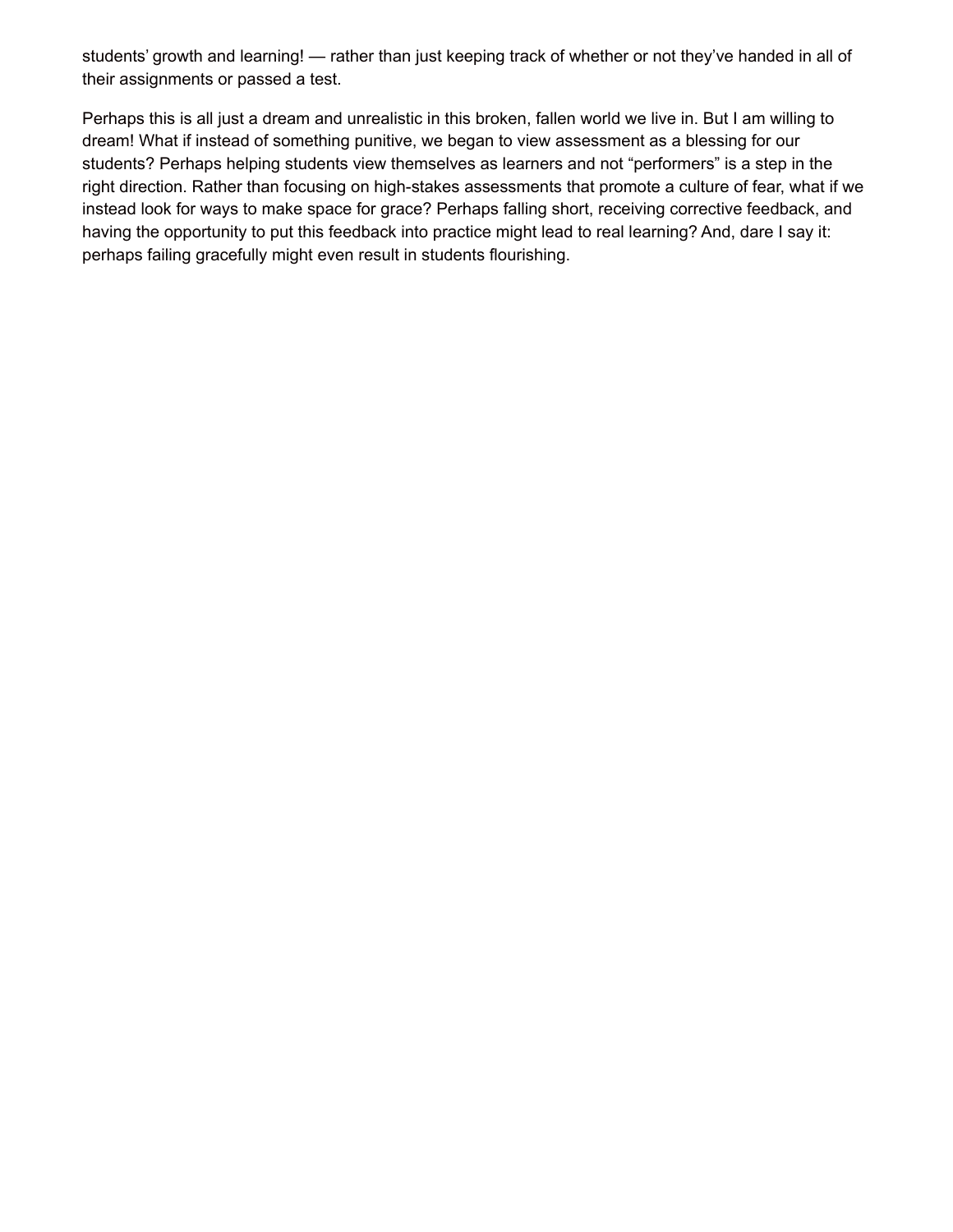students' growth and learning! — rather than just keeping track of whether or not they've handed in all of their assignments or passed a test.

Perhaps this is all just a dream and unrealistic in this broken, fallen world we live in. But I am willing to dream! What if instead of something punitive, we began to view assessment as a blessing for our students? Perhaps helping students view themselves as learners and not "performers" is a step in the right direction. Rather than focusing on high-stakes assessments that promote a culture of fear, what if we instead look for ways to make space for grace? Perhaps falling short, receiving corrective feedback, and having the opportunity to put this feedback into practice might lead to real learning? And, dare I say it: perhaps failing gracefully might even result in students flourishing.